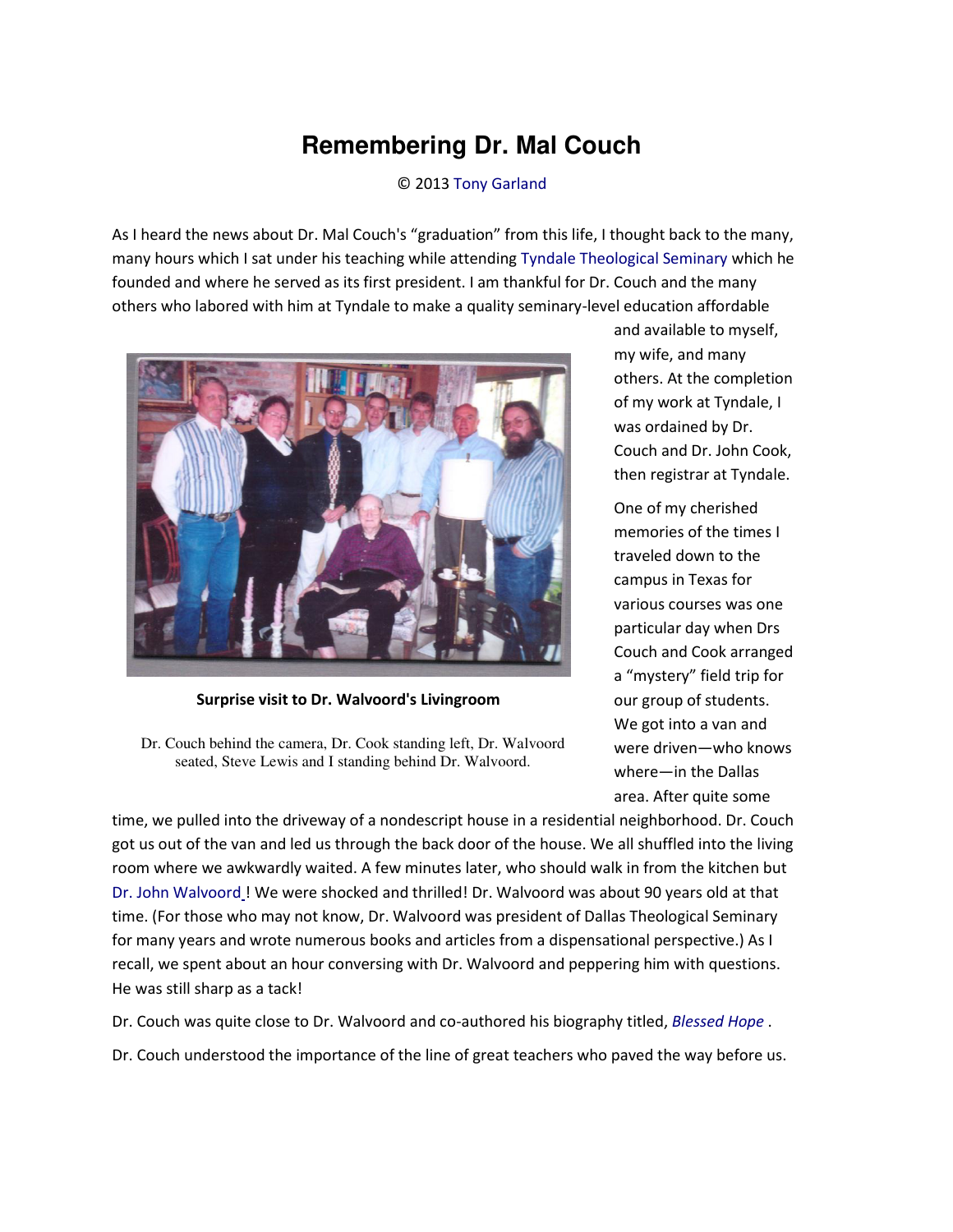# Remembering Dr. Mal Couch

© 2013 Tony Garland

As I heard the news about Dr. Mal Couch's "graduation" from this life, I thought back to the many, many hours which I sat under his teaching while attending Tyndale Theological Seminary which he founded and where he served as its first president. I am thankful for Dr. Couch and the many others who labored with him at Tyndale to make a quality seminary-level education affordable and available to myself, my wife, and many others. At the completion of my work at Tyndale, I was ordained by Dr. Couch and Dr. John Cook, then registrar at Tyndale.

**Surprise visit to Dr. Walvoord's Livingroom**

Dr. Couch behind the camera, Dr. Cook standing left, Dr. Walvoord seated, Steve Lewis and I standing behind Dr. Walvoord.

One of my cherished memories of the times I traveled down to the campus in Texas for various courses was one particular day when Drs Couch and Cook arranged a "mystery" field trip for our group of students. We got into a van and were driven—who knows where—in the Dallas area. After quite some time, we pulled into the driveway of a nondescript house in a residential neighborhood. Dr. Couch got us out of the van and led us through the back door of the house. We all shuffled into the living room where we awkwardly waited. A few minutes later, who should walk in from the kitchen but Dr. John Walvoord ! We were shocked and thrilled! Dr. Walvoord was about 90 years old at that time. (For those who may not know, Dr. Walvoord was president of Dallas Theological Seminary for many years and wrote numerous books and articles from a dispensational perspective.) As I recall, we spent about an hour conversing with Dr. Walvoord and peppering him with questions. He was still sharp as a tack!

Dr. Couch was quite close to Dr. Walvoord and co-authored his biography titled, *Blessed Hope* .

Dr. Couch understood the importance of the line of great teachers who paved the way before us.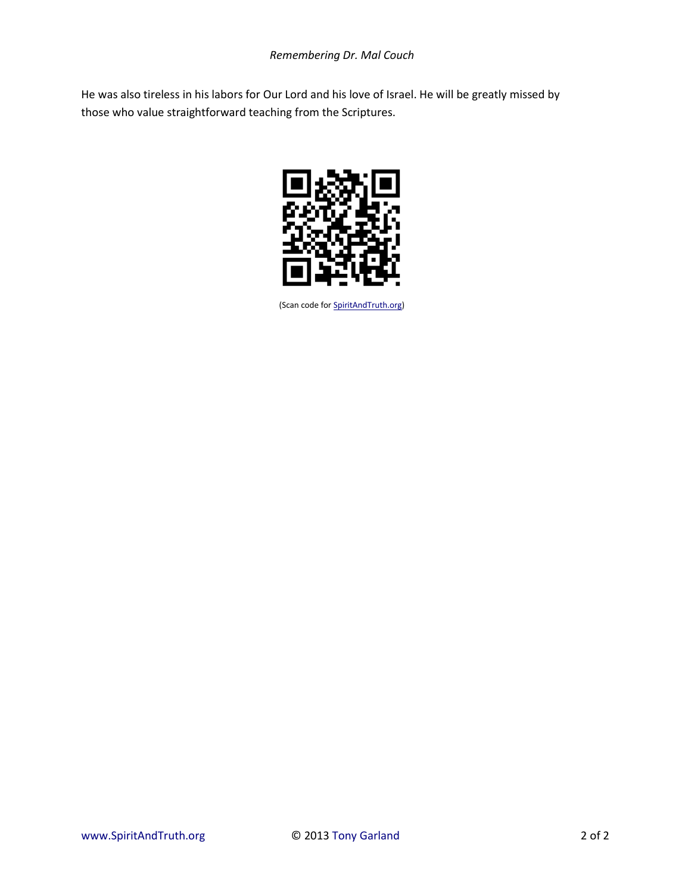He was also tireless in his labors for Our Lord and his love of Israel. He will be greatly missed by those who value straightforward teaching from the Scriptures.

(Scan code for SpiritAndTruth.org)